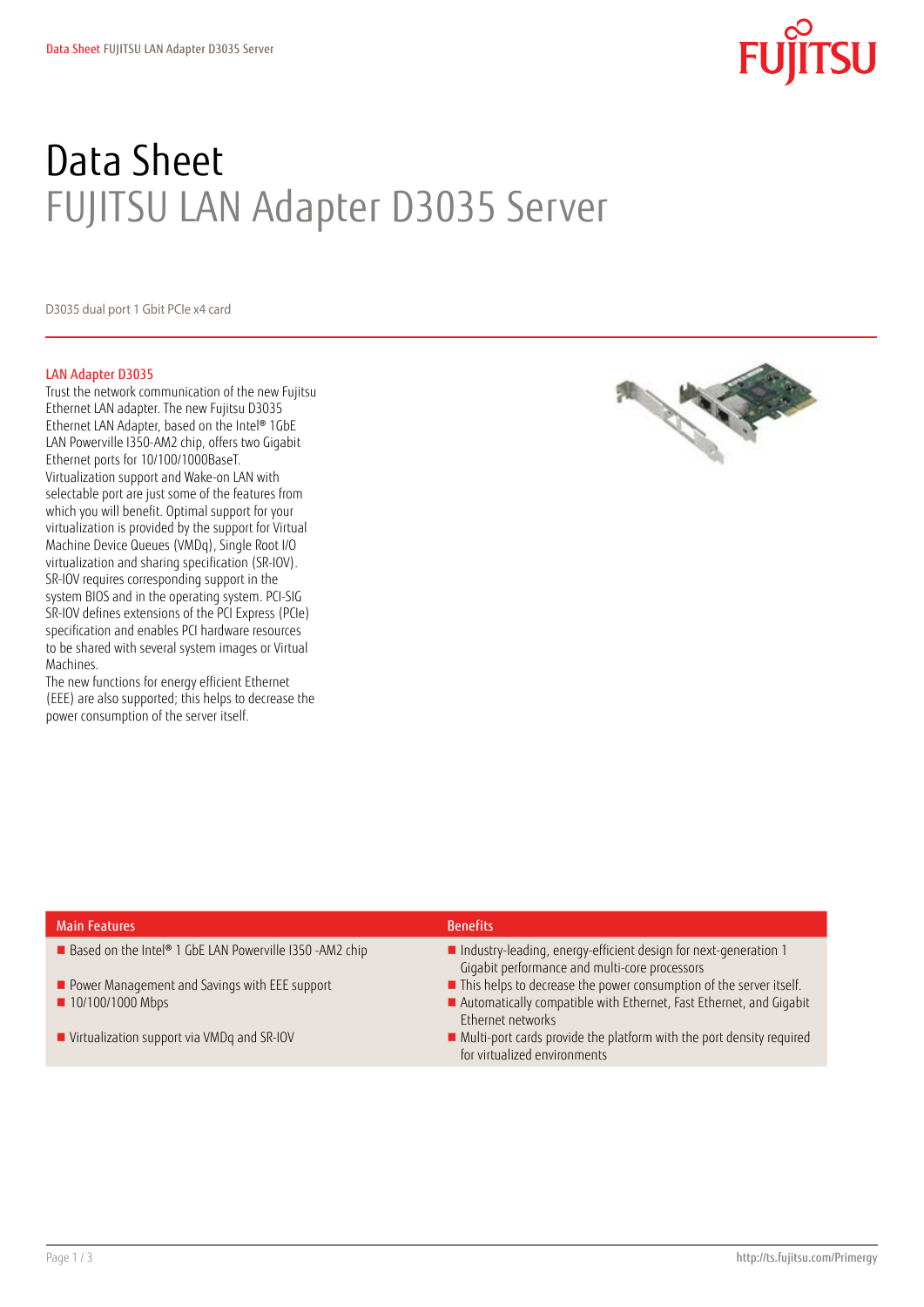# Data Sheet
## FUJITSU LAN Adapter D3035 Server

D3035 dual port 1 Gbit PCIe x4 card

### LAN Adapter D3035

Trust the network communication of the new Fujitsu Ethernet LAN adapter. The new Fujitsu D3035 Ethernet LAN Adapter, based on the Intel® 1GbE LAN Powerville I350-AM2 chip, offers two Gigabit Ethernet ports for 10/100/1000BaseT. Virtualization support and Wake-on LAN with selectable port are just some of the features from which you will benefit. Optimal support for your virtualization is provided by the support for Virtual Machine Device Queues (VMDq), Single Root I/O virtualization and sharing specification (SR-IOV). SR-IOV requires corresponding support in the system BIOS and in the operating system. PCI-SIG SR-IOV defines extensions of the PCI Express (PCIe) specification and enables PCI hardware resources to be shared with several system images or Virtual Machines.

The new functions for energy efficient Ethernet (EEE) are also supported; this helps to decrease the power consumption of the server itself.

| Main Features | Benefits |
|---|---|
| Based on the Intel® 1 GbE LAN Powerville I350 -AM2 chip | Industry-leading, energy-efficient design for next-generation 1 Gigabit performance and multi-core processors |
| Power Management and Savings with EEE support | This helps to decrease the power consumption of the server itself. |
| 10/100/1000 Mbps | Automatically compatible with Ethernet, Fast Ethernet, and Gigabit Ethernet networks |
| Virtualization support via VMDq and SR-IOV | Multi-port cards provide the platform with the port density required for virtualized environments |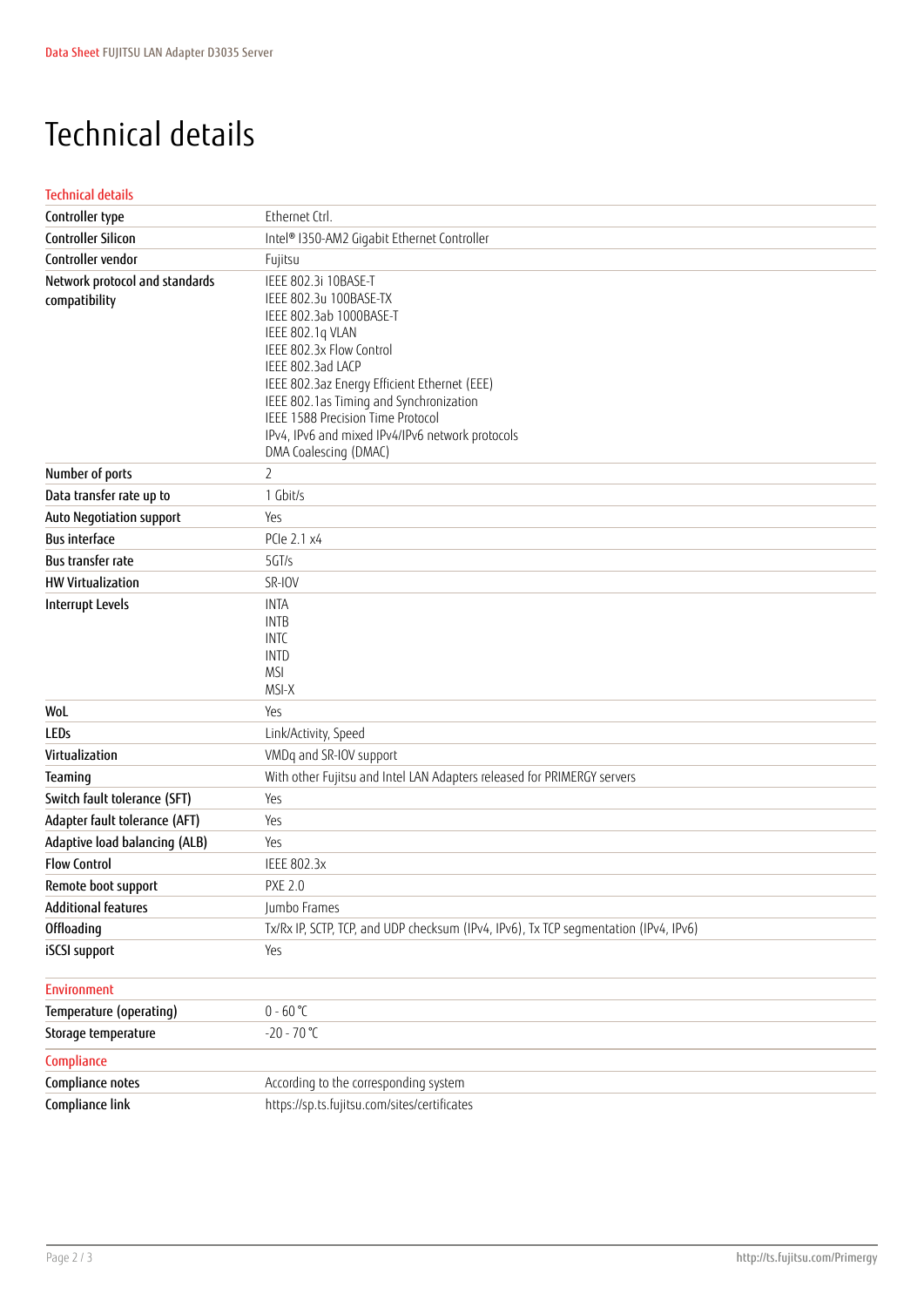# Technical details

| Technical details | |
|---|---|
| Controller type | Ethernet Ctrl. |
| Controller Silicon | Intel® I350-AM2 Gigabit Ethernet Controller |
| Controller vendor | Fujitsu |
| Network protocol and standards compatibility | IEEE 802.3i 10BASE-T<br>IEEE 802.3u 100BASE-TX<br>IEEE 802.3ab 1000BASE-T<br>IEEE 802.1q VLAN<br>IEEE 802.3x Flow Control<br>IEEE 802.3ad LACP<br>IEEE 802.3az Energy Efficient Ethernet (EEE)<br>IEEE 802.1as Timing and Synchronization<br>IEEE 1588 Precision Time Protocol<br>IPv4, IPv6 and mixed IPv4/IPv6 network protocols<br>DMA Coalescing (DMAC) |
| Number of ports | 2 |
| Data transfer rate up to | 1 Gbit/s |
| Auto Negotiation support | Yes |
| Bus interface | PCIe 2.1 x4 |
| Bus transfer rate | 5GT/s |
| HW Virtualization | SR-IOV |
| Interrupt Levels | INTA<br>INTB<br>INTC<br>INTD<br>MSI<br>MSI-X |
| WoL | Yes |
| LEDs | Link/Activity, Speed |
| Virtualization | VMDq and SR-IOV support |
| Teaming | With other Fujitsu and Intel LAN Adapters released for PRIMERGY servers |
| Switch fault tolerance (SFT) | Yes |
| Adapter fault tolerance (AFT) | Yes |
| Adaptive load balancing (ALB) | Yes |
| Flow Control | IEEE 802.3x |
| Remote boot support | PXE 2.0 |
| Additional features | Jumbo Frames |
| Offloading | Tx/Rx IP, SCTP, TCP, and UDP checksum (IPv4, IPv6), Tx TCP segmentation (IPv4, IPv6) |
| iSCSI support | Yes |

| Environment | |
|---|---|
| Temperature (operating) | 0 - 60 °C |
| Storage temperature | -20 - 70 °C |

| Compliance | |
|---|---|
| Compliance notes | According to the corresponding system |
| Compliance link | https://sp.ts.fujitsu.com/sites/certificates |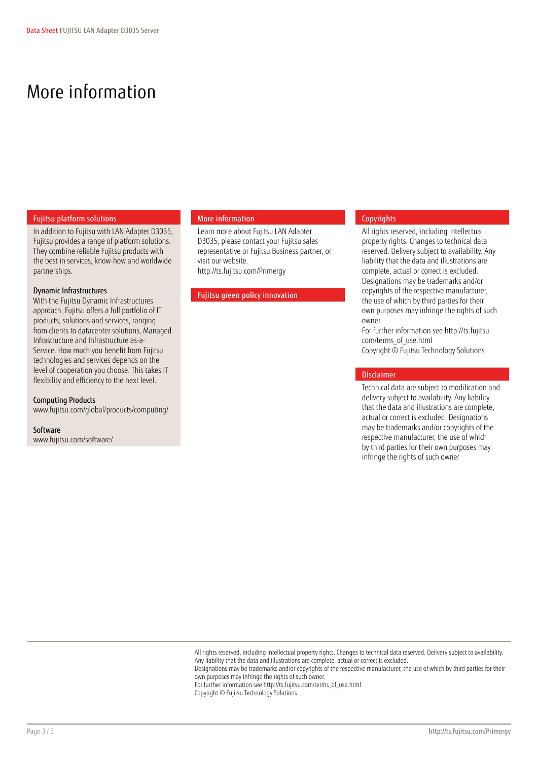# More information

## Fujitsu platform solutions

In addition to Fujitsu with LAN Adapter D3035, Fujitsu provides a range of platform solutions. They combine reliable Fujitsu products with the best in services, know-how and worldwide partnerships.

### Dynamic Infrastructures

With the Fujitsu Dynamic Infrastructures approach, Fujitsu offers a full portfolio of IT products, solutions and services, ranging from clients to datacenter solutions, Managed Infrastructure and Infrastructure as-a-Service. How much you benefit from Fujitsu technologies and services depends on the level of cooperation you choose. This takes IT flexibility and efficiency to the next level.

### Computing Products

www.fujitsu.com/global/products/computing/

### Software

www.fujitsu.com/software/

## More information

Learn more about Fujitsu LAN Adapter D3035, please contact your Fujitsu sales representative or Fujitsu Business partner, or visit our website.
http://ts.fujitsu.com/Primergy

## Fujitsu green policy innovation

## Copyrights

All rights reserved, including intellectual property rights. Changes to technical data reserved. Delivery subject to availability. Any liability that the data and illustrations are complete, actual or correct is excluded. Designations may be trademarks and/or copyrights of the respective manufacturer, the use of which by third parties for their own purposes may infringe the rights of such owner.
For further information see http://ts.fujitsu.com/terms_of_use.html
Copyright © Fujitsu Technology Solutions

## Disclaimer

Technical data are subject to modification and delivery subject to availability. Any liability that the data and illustrations are complete, actual or correct is excluded. Designations may be trademarks and/or copyrights of the respective manufacturer, the use of which by third parties for their own purposes may infringe the rights of such owner

All rights reserved, including intellectual property rights. Changes to technical data reserved. Delivery subject to availability. Any liability that the data and illustrations are complete, actual or correct is excluded.
Designations may be trademarks and/or copyrights of the respective manufacturer, the use of which by third parties for their own purposes may infringe the rights of such owner.
For further information see http://ts.fujitsu.com/terms_of_use.html
Copyright © Fujitsu Technology Solutions